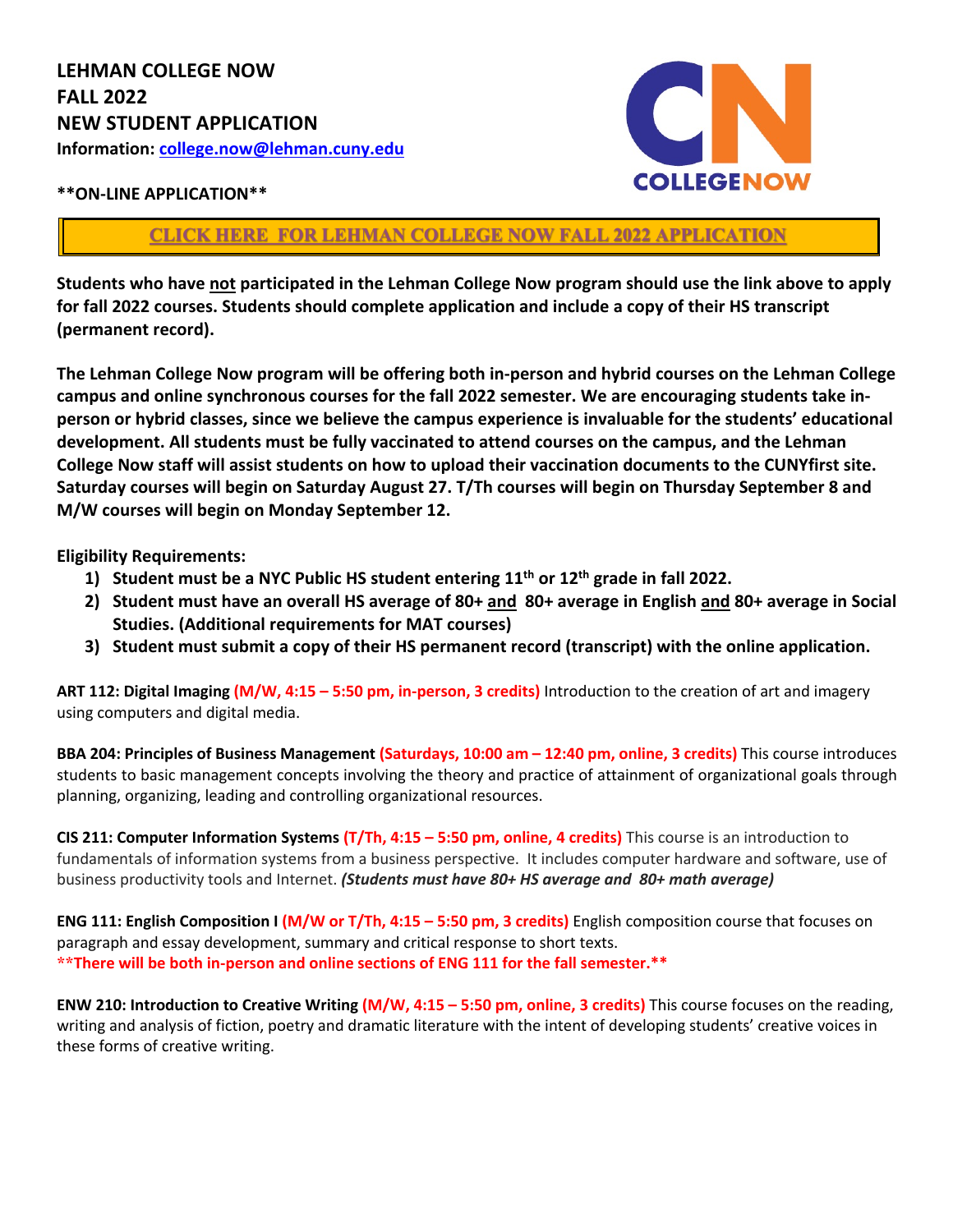**LEHMAN COLLEGE NOW**
**FALL 2022**
**NEW STUDENT APPLICATION**
**Information:** **college.now@lehman.cuny.edu**

COLLEGENOW

****ON-LINE APPLICATION****

**CLICK HERE FOR LEHMAN COLLEGE NOW FALL 2022 APPLICATION**

**Students who have not participated in the Lehman College Now program should use the link above to apply for fall 2022 courses. Students should complete application and include a copy of their HS transcript (permanent record).**

**The Lehman College Now program will be offering both in-person and hybrid courses on the Lehman College campus and online synchronous courses for the fall 2022 semester. We are encouraging students take in-person or hybrid classes, since we believe the campus experience is invaluable for the students' educational development. All students must be fully vaccinated to attend courses on the campus, and the Lehman College Now staff will assist students on how to upload their vaccination documents to the CUNYfirst site. Saturday courses will begin on Saturday August 27. T/Th courses will begin on Thursday September 8 and M/W courses will begin on Monday September 12.**

**Eligibility Requirements:**

1) **Student must be a NYC Public HS student entering 11th or 12th grade in fall 2022.**
2) **Student must have an overall HS average of 80+ and 80+ average in English and 80+ average in Social Studies. (Additional requirements for MAT courses)**
3) **Student must submit a copy of their HS permanent record (transcript) with the online application.**

**ART 112: Digital Imaging** **(M/W, 4:15 – 5:50 pm, in-person, 3 credits)** Introduction to the creation of art and imagery using computers and digital media.

**BBA 204: Principles of Business Management** **(Saturdays, 10:00 am – 12:40 pm, online, 3 credits)** This course introduces students to basic management concepts involving the theory and practice of attainment of organizational goals through planning, organizing, leading and controlling organizational resources.

**CIS 211: Computer Information Systems** **(T/Th, 4:15 – 5:50 pm, online, 4 credits)** This course is an introduction to fundamentals of information systems from a business perspective. It includes computer hardware and software, use of business productivity tools and Internet. ***(Students must have 80+ HS average and 80+ math average)***

**ENG 111: English Composition I** **(M/W or T/Th, 4:15 – 5:50 pm, 3 credits)** English composition course that focuses on paragraph and essay development, summary and critical response to short texts.
****There will be both in-person and online sections of ENG 111 for the fall semester.****

**ENW 210: Introduction to Creative Writing** **(M/W, 4:15 – 5:50 pm, online, 3 credits)** This course focuses on the reading, writing and analysis of fiction, poetry and dramatic literature with the intent of developing students' creative voices in these forms of creative writing.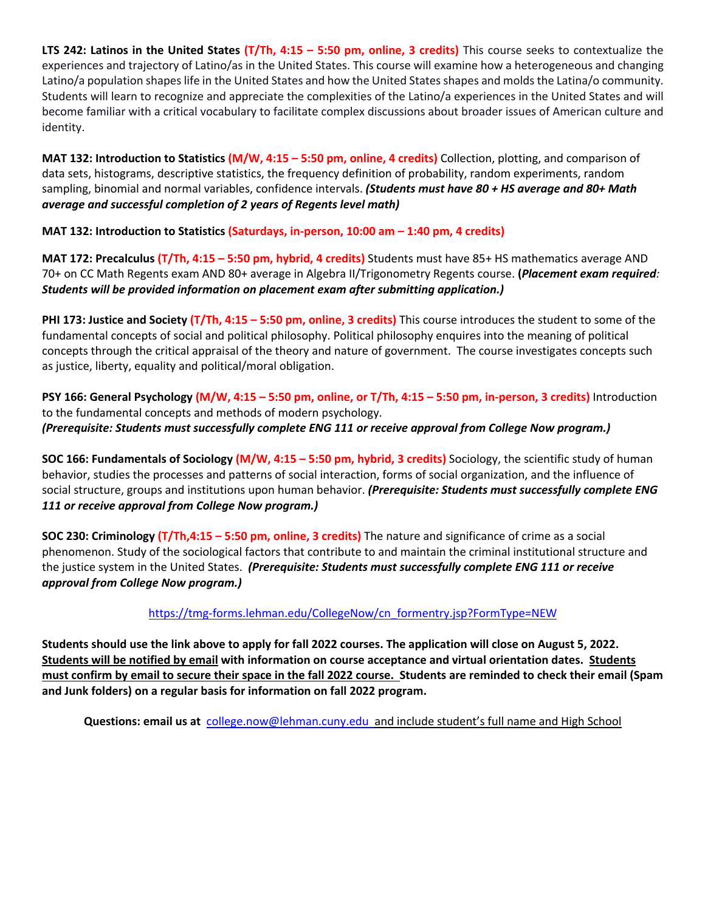**LTS 242: Latinos in the United States** **(T/Th, 4:15 – 5:50 pm, online, 3 credits)** This course seeks to contextualize the experiences and trajectory of Latino/as in the United States. This course will examine how a heterogeneous and changing Latino/a population shapes life in the United States and how the United States shapes and molds the Latina/o community. Students will learn to recognize and appreciate the complexities of the Latino/a experiences in the United States and will become familiar with a critical vocabulary to facilitate complex discussions about broader issues of American culture and identity.

**MAT 132: Introduction to Statistics** **(M/W, 4:15 – 5:50 pm, online, 4 credits)** Collection, plotting, and comparison of data sets, histograms, descriptive statistics, the frequency definition of probability, random experiments, random sampling, binomial and normal variables, confidence intervals. ***(Students must have 80 + HS average and 80+ Math average and successful completion of 2 years of Regents level math)***

**MAT 132: Introduction to Statistics** **(Saturdays, in-person, 10:00 am – 1:40 pm, 4 credits)**

**MAT 172: Precalculus** **(T/Th, 4:15 – 5:50 pm, hybrid, 4 credits)** Students must have 85+ HS mathematics average AND 70+ on CC Math Regents exam AND 80+ average in Algebra II/Trigonometry Regents course. **(*Placement exam required: Students will be provided information on placement exam after submitting application.)***

**PHI 173: Justice and Society** **(T/Th, 4:15 – 5:50 pm, online, 3 credits)** This course introduces the student to some of the fundamental concepts of social and political philosophy. Political philosophy enquires into the meaning of political concepts through the critical appraisal of the theory and nature of government. The course investigates concepts such as justice, liberty, equality and political/moral obligation.

**PSY 166: General Psychology** **(M/W, 4:15 – 5:50 pm, online, or T/Th, 4:15 – 5:50 pm, in-person, 3 credits)** Introduction to the fundamental concepts and methods of modern psychology.
***(Prerequisite: Students must successfully complete ENG 111 or receive approval from College Now program.)***

**SOC 166: Fundamentals of Sociology** **(M/W, 4:15 – 5:50 pm, hybrid, 3 credits)** Sociology, the scientific study of human behavior, studies the processes and patterns of social interaction, forms of social organization, and the influence of social structure, groups and institutions upon human behavior. ***(Prerequisite: Students must successfully complete ENG 111 or receive approval from College Now program.)***

**SOC 230: Criminology** **(T/Th,4:15 – 5:50 pm, online, 3 credits)** The nature and significance of crime as a social phenomenon. Study of the sociological factors that contribute to and maintain the criminal institutional structure and the justice system in the United States. ***(Prerequisite: Students must successfully complete ENG 111 or receive approval from College Now program.)***

https://tmg-forms.lehman.edu/CollegeNow/cn_formentry.jsp?FormType=NEW

**Students should use the link above to apply for fall 2022 courses. The application will close on August 5, 2022. Students will be notified by email with information on course acceptance and virtual orientation dates. Students must confirm by email to secure their space in the fall 2022 course. Students are reminded to check their email (Spam and Junk folders) on a regular basis for information on fall 2022 program.**

**Questions: email us at** college.now@lehman.cuny.edu and include student's full name and High School